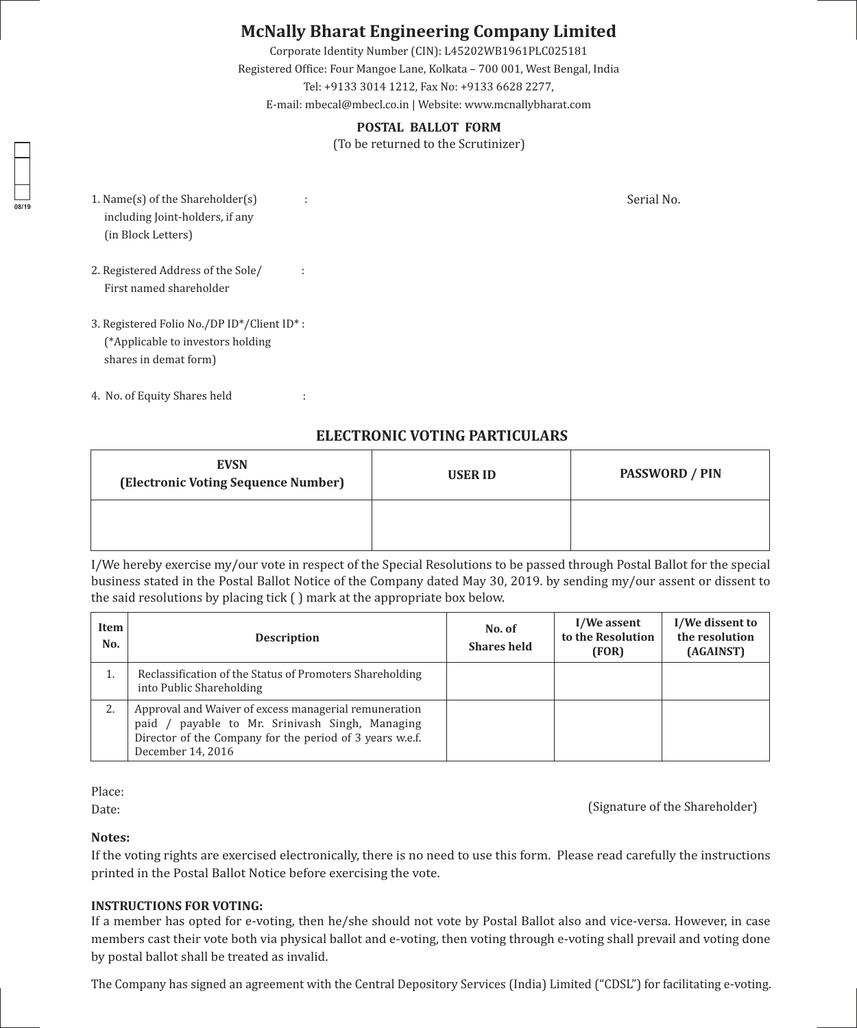# McNally Bharat Engineering Company Limited

Corporate Identity Number (CIN): L45202WB1961PLC025181

Registered Office: Four Mangoe Lane, Kolkata – 700 001, West Bengal, India

Tel: +9133 3014 1212, Fax No: +9133 6628 2277,

E-mail: mbecal@mbecl.co.in | Website: www.mcnallybharat.com

## POSTAL BALLOT FORM

(To be returned to the Scrutinizer)

Serial No.

1. Name(s) of the Shareholder(s) including Joint-holders, if any (in Block Letters) :
2. Registered Address of the Sole/ First named shareholder :
3. Registered Folio No./DP ID*/Client ID* : (*Applicable to investors holding shares in demat form)
4. No. of Equity Shares held :

## ELECTRONIC VOTING PARTICULARS

| EVSN (Electronic Voting Sequence Number) | USER ID | PASSWORD / PIN |
|---|---|---|
| | | |

I/We hereby exercise my/our vote in respect of the Special Resolutions to be passed through Postal Ballot for the special business stated in the Postal Ballot Notice of the Company dated May 30, 2019. by sending my/our assent or dissent to the said resolutions by placing tick ( ) mark at the appropriate box below.

| Item No. | Description | No. of Shares held | I/We assent to the Resolution (FOR) | I/We dissent to the resolution (AGAINST) |
|---|---|---|---|---|
| 1. | Reclassification of the Status of Promoters Shareholding into Public Shareholding | | | |
| 2. | Approval and Waiver of excess managerial remuneration paid / payable to Mr. Srinivash Singh, Managing Director of the Company for the period of 3 years w.e.f. December 14, 2016 | | | |

Place:

Date:

(Signature of the Shareholder)

**Notes:**

If the voting rights are exercised electronically, there is no need to use this form. Please read carefully the instructions printed in the Postal Ballot Notice before exercising the vote.

**INSTRUCTIONS FOR VOTING:**

If a member has opted for e-voting, then he/she should not vote by Postal Ballot also and vice-versa. However, in case members cast their vote both via physical ballot and e-voting, then voting through e-voting shall prevail and voting done by postal ballot shall be treated as invalid.

The Company has signed an agreement with the Central Depository Services (India) Limited ("CDSL") for facilitating e-voting.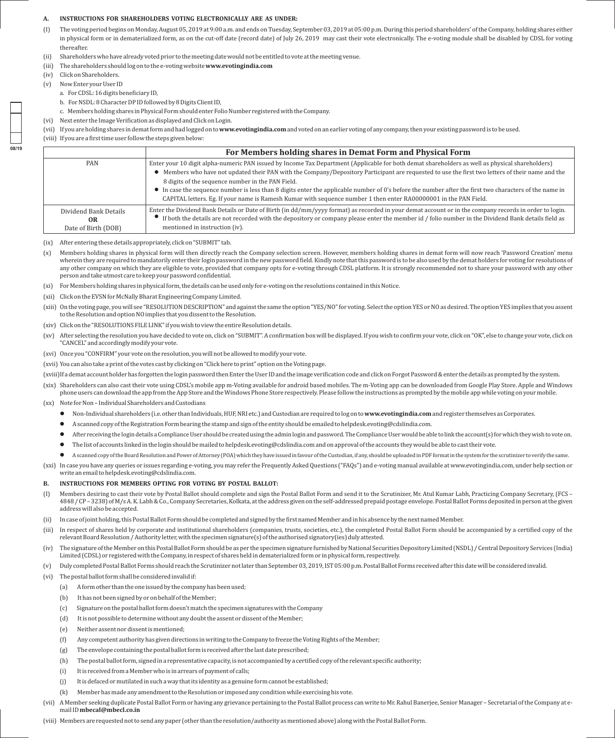## A. INSTRUCTIONS FOR SHAREHOLDERS VOTING ELECTRONICALLY ARE AS UNDER:

(I) The voting period begins on Monday, August 05, 2019 at 9:00 a.m. and ends on Tuesday, September 03, 2019 at 05:00 p.m. During this period shareholders' of the Company, holding shares either in physical form or in dematerialized form, as on the cut-off date (record date) of July 26, 2019 may cast their vote electronically. The e-voting module shall be disabled by CDSL for voting thereafter.

(ii) Shareholders who have already voted prior to the meeting date would not be entitled to vote at the meeting venue.

(iii) The shareholders should log on to the e-voting website **www.evotingindia.com**

(iv) Click on Shareholders.

(v) Now Enter your User ID

a. For CDSL: 16 digits beneficiary ID,

b. For NSDL: 8 Character DP ID followed by 8 Digits Client ID,

c. Members holding shares in Physical Form should enter Folio Number registered with the Company.

(vi) Next enter the Image Verification as displayed and Click on Login.

(vii) If you are holding shares in demat form and had logged on to **www.evotingindia.com** and voted on an earlier voting of any company, then your existing password is to be used.

(viii) If you are a first time user follow the steps given below:

| | For Members holding shares in Demat Form and Physical Form |
|---|---|
| PAN | Enter your 10 digit alpha-numeric PAN issued by Income Tax Department (Applicable for both demat shareholders as well as physical shareholders)<br>● Members who have not updated their PAN with the Company/Depository Participant are requested to use the first two letters of their name and the 8 digits of the sequence number in the PAN Field.<br>● In case the sequence number is less than 8 digits enter the applicable number of 0's before the number after the first two characters of the name in CAPITAL letters. Eg. If your name is Ramesh Kumar with sequence number 1 then enter RA00000001 in the PAN Field. |
| Dividend Bank Details **OR** Date of Birth (DOB) | Enter the Dividend Bank Details or Date of Birth (in dd/mm/yyyy format) as recorded in your demat account or in the company records in order to login.<br>● If both the details are not recorded with the depository or company please enter the member id / folio number in the Dividend Bank details field as mentioned in instruction (iv). |

(ix) After entering these details appropriately, click on "SUBMIT" tab.

(x) Members holding shares in physical form will then directly reach the Company selection screen. However, members holding shares in demat form will now reach 'Password Creation' menu wherein they are required to mandatorily enter their login password in the new password field. Kindly note that this password is to be also used by the demat holders for voting for resolutions of any other company on which they are eligible to vote, provided that company opts for e-voting through CDSL platform. It is strongly recommended not to share your password with any other person and take utmost care to keep your password confidential.

(xi) For Members holding shares in physical form, the details can be used only for e-voting on the resolutions contained in this Notice.

(xii) Click on the EVSN for McNally Bharat Engineering Company Limited.

(xiii) On the voting page, you will see "RESOLUTION DESCRIPTION" and against the same the option "YES/NO" for voting. Select the option YES or NO as desired. The option YES implies that you assent to the Resolution and option NO implies that you dissent to the Resolution.

(xiv) Click on the "RESOLUTIONS FILE LINK" if you wish to view the entire Resolution details.

(xv) After selecting the resolution you have decided to vote on, click on "SUBMIT". A confirmation box will be displayed. If you wish to confirm your vote, click on "OK", else to change your vote, click on "CANCEL" and accordingly modify your vote.

(xvi) Once you "CONFIRM" your vote on the resolution, you will not be allowed to modify your vote.

(xvii) You can also take a print of the votes cast by clicking on "Click here to print" option on the Voting page.

(xviii) If a demat account holder has forgotten the login password then Enter the User ID and the image verification code and click on Forgot Password & enter the details as prompted by the system.

(xix) Shareholders can also cast their vote using CDSL's mobile app m-Voting available for android based mobiles. The m-Voting app can be downloaded from Google Play Store. Apple and Windows phone users can download the app from the App Store and the Windows Phone Store respectively. Please follow the instructions as prompted by the mobile app while voting on your mobile.

(xx) Note for Non – Individual Shareholders and Custodians

- Non-Individual shareholders (i.e. other than Individuals, HUF, NRI etc.) and Custodian are required to log on to **www.evotingindia.com** and register themselves as Corporates.
- A scanned copy of the Registration Form bearing the stamp and sign of the entity should be emailed to helpdesk.evoting@cdslindia.com.
- After receiving the login details a Compliance User should be created using the admin login and password. The Compliance User would be able to link the account(s) for which they wish to vote on.
- The list of accounts linked in the login should be mailed to helpdesk.evoting@cdslindia.com and on approval of the accounts they would be able to cast their vote.
- A scanned copy of the Board Resolution and Power of Attorney (POA) which they have issued in favour of the Custodian, if any, should be uploaded in PDF format in the system for the scrutinizer to verify the same.

(xxi) In case you have any queries or issues regarding e-voting, you may refer the Frequently Asked Questions ("FAQs") and e-voting manual available at www.evotingindia.com, under help section or write an email to helpdesk.evoting@cdslindia.com.

## B. INSTRUCTIONS FOR MEMBERS OPTING FOR VOTING BY POSTAL BALLOT:

(I) Members desiring to cast their vote by Postal Ballot should complete and sign the Postal Ballot Form and send it to the Scrutinizer, Mr. Atul Kumar Labh, Practicing Company Secretary, (FCS – 4848 / CP – 3238) of M/s A. K. Labh & Co., Company Secretaries, Kolkata, at the address given on the self-addressed prepaid postage envelope. Postal Ballot Forms deposited in person at the given address will also be accepted.

(ii) In case of joint holding, this Postal Ballot Form should be completed and signed by the first named Member and in his absence by the next named Member.

(iii) In respect of shares held by corporate and institutional shareholders (companies, trusts, societies, etc.), the completed Postal Ballot Form should be accompanied by a certified copy of the relevant Board Resolution / Authority letter, with the specimen signature(s) of the authorised signatory(ies) duly attested.

(iv) The signature of the Member on this Postal Ballot Form should be as per the specimen signature furnished by National Securities Depository Limited (NSDL) / Central Depository Services (India) Limited (CDSL) or registered with the Company, in respect of shares held in dematerialized form or in physical form, respectively.

(v) Duly completed Postal Ballot Forms should reach the Scrutinizer not later than September 03, 2019, IST 05:00 p.m. Postal Ballot Forms received after this date will be considered invalid.

(vi) The postal ballot form shall be considered invalid if:

(a) A form other than the one issued by the company has been used;

(b) It has not been signed by or on behalf of the Member;

(c) Signature on the postal ballot form doesn't match the specimen signatures with the Company

(d) It is not possible to determine without any doubt the assent or dissent of the Member;

(e) Neither assent nor dissent is mentioned;

(f) Any competent authority has given directions in writing to the Company to freeze the Voting Rights of the Member;

(g) The envelope containing the postal ballot form is received after the last date prescribed;

(h) The postal ballot form, signed in a representative capacity, is not accompanied by a certified copy of the relevant specific authority;

(i) It is received from a Member who is in arrears of payment of calls;

(j) It is defaced or mutilated in such a way that its identity as a genuine form cannot be established;

(k) Member has made any amendment to the Resolution or imposed any condition while exercising his vote.

(vii) A Member seeking duplicate Postal Ballot Form or having any grievance pertaining to the Postal Ballot process can write to Mr. Rahul Banerjee, Senior Manager – Secretarial of the Company at e-mail ID **mbecal@mbecl.co.in**

(viii) Members are requested not to send any paper (other than the resolution/authority as mentioned above) along with the Postal Ballot Form.